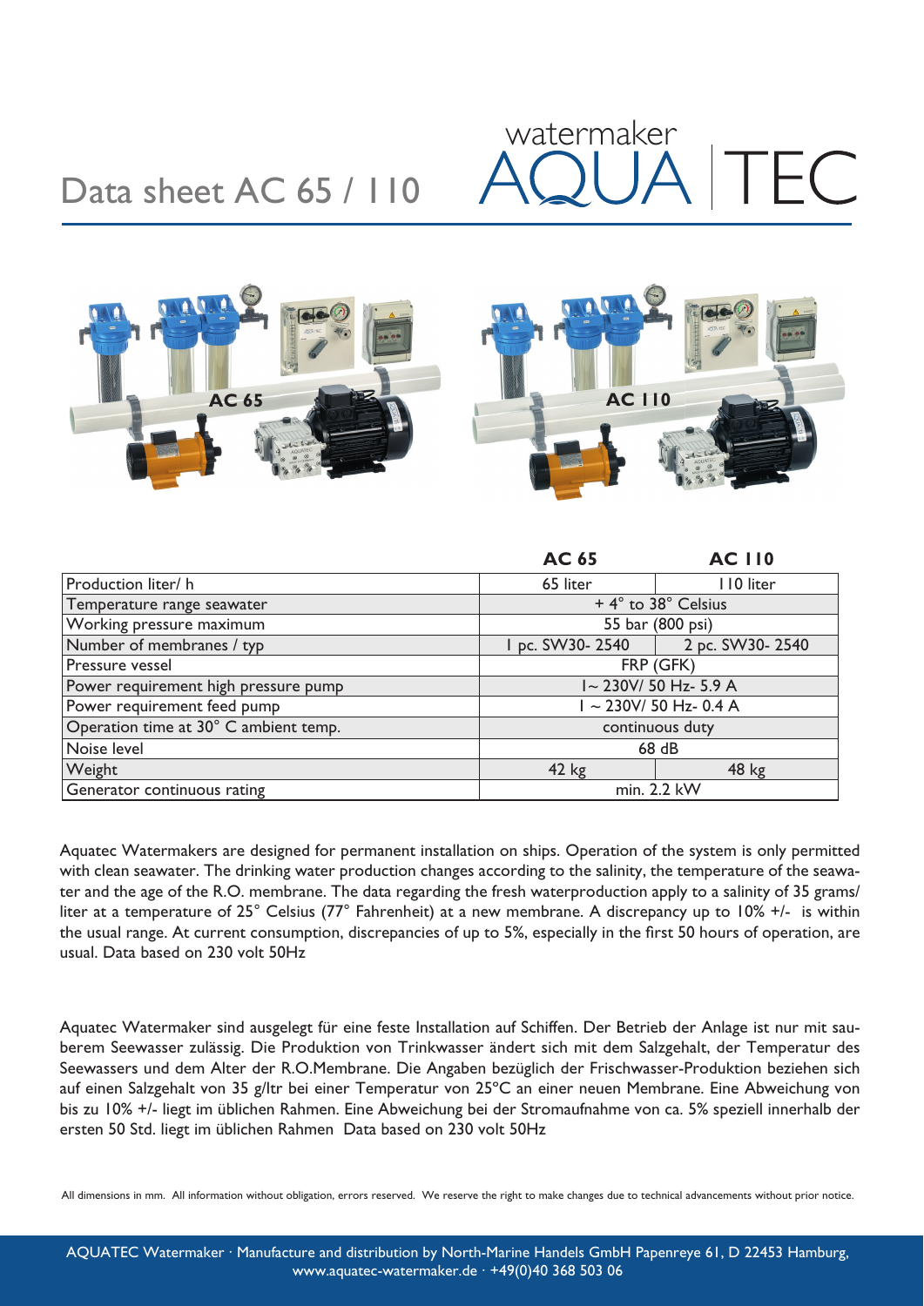# Data sheet AC 65 / 110

watermaker AQUA TEC

AC 65 AC 110

| | AC 65 | AC 110 |
|---|---|---|
| Production liter/ h | 65 liter | 110 liter |
| Temperature range seawater | + 4° to 38° Celsius | |
| Working pressure maximum | 55 bar (800 psi) | |
| Number of membranes / typ | 1 pc. SW30- 2540 | 2 pc. SW30- 2540 |
| Pressure vessel | FRP (GFK) | |
| Power requirement high pressure pump | 1~ 230V/ 50 Hz- 5.9 A | |
| Power requirement feed pump | 1 ~ 230V/ 50 Hz- 0.4 A | |
| Operation time at 30° C ambient temp. | continuous duty | |
| Noise level | 68 dB | |
| Weight | 42 kg | 48 kg |
| Generator continuous rating | min. 2.2 kW | |

Aquatec Watermakers are designed for permanent installation on ships. Operation of the system is only permitted with clean seawater. The drinking water production changes according to the salinity, the temperature of the seawater and the age of the R.O. membrane. The data regarding the fresh waterproduction apply to a salinity of 35 grams/ liter at a temperature of 25° Celsius (77° Fahrenheit) at a new membrane. A discrepancy up to 10% +/- is within the usual range. At current consumption, discrepancies of up to 5%, especially in the first 50 hours of operation, are usual. Data based on 230 volt 50Hz

Aquatec Watermaker sind ausgelegt für eine feste Installation auf Schiffen. Der Betrieb der Anlage ist nur mit sauberem Seewasser zulässig. Die Produktion von Trinkwasser ändert sich mit dem Salzgehalt, der Temperatur des Seewassers und dem Alter der R.O.Membrane. Die Angaben bezüglich der Frischwasser-Produktion beziehen sich auf einen Salzgehalt von 35 g/ltr bei einer Temperatur von 25°C an einer neuen Membrane. Eine Abweichung von bis zu 10% +/- liegt im üblichen Rahmen. Eine Abweichung bei der Stromaufnahme von ca. 5% speziell innerhalb der ersten 50 Std. liegt im üblichen Rahmen Data based on 230 volt 50Hz

All dimensions in mm. All information without obligation, errors reserved. We reserve the right to make changes due to technical advancements without prior notice.

AQUATEC Watermaker · Manufacture and distribution by North-Marine Handels GmbH Papenreye 61, D 22453 Hamburg, www.aquatec-watermaker.de · +49(0)40 368 503 06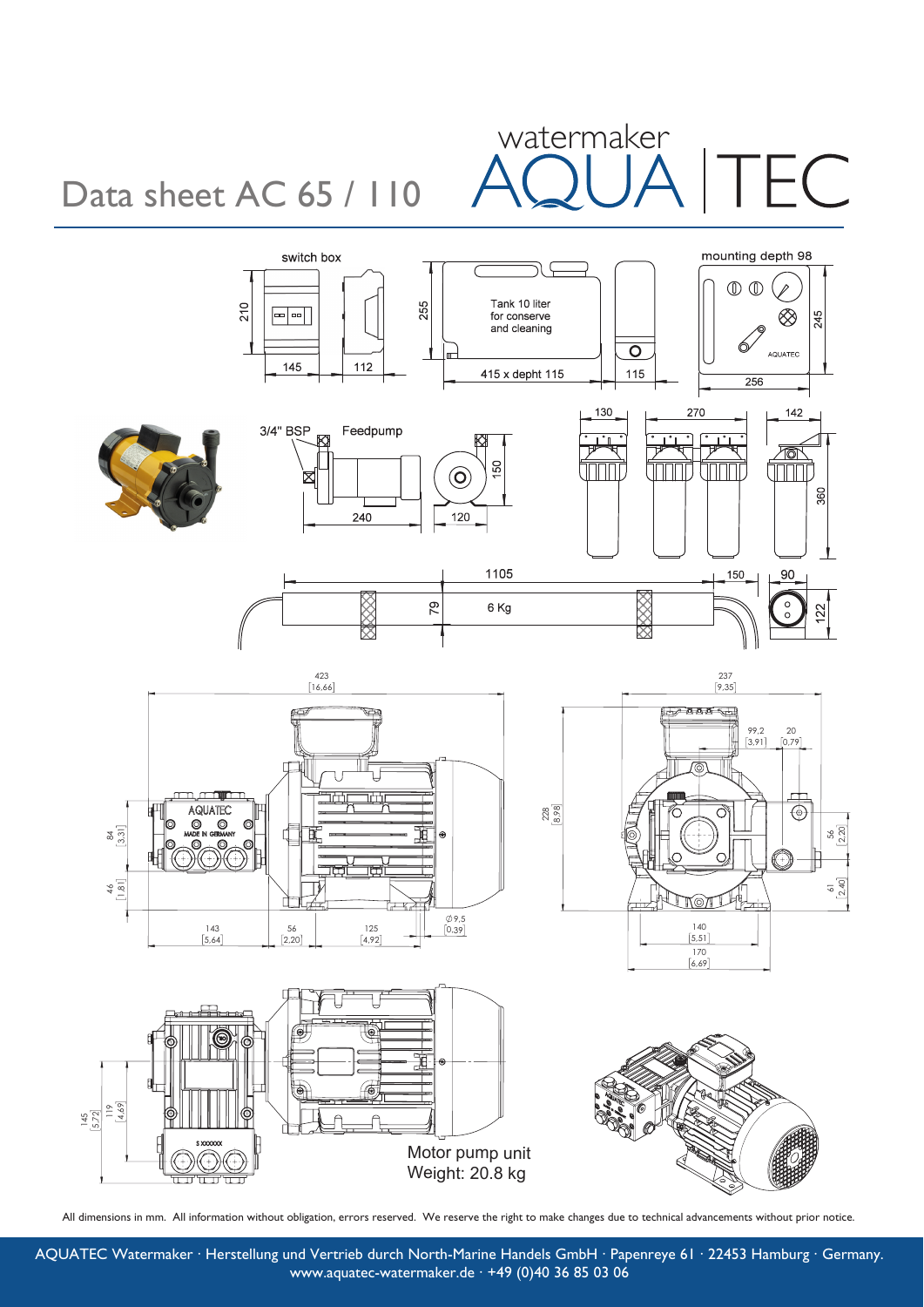# Data sheet AC 65 / 110

watermaker AQUA TEC

switch box

210

145

112

255

Tank 10 liter for conserve and cleaning

415 x depht 115

115

mounting depth 98

245

AQUATEC

256

3/4" BSP

Feedpump

240

150

120

130

270

142

360

1105

150

90

79

6 Kg

122

423 [16,66]

84 [3,31]

46 [1,81]

143 [5,64]

56 [2,20]

125 [4,92]

∅9,5 [0,39]

AQUATEC MADE IN GERMANY

237 [9,35]

228 [8,98]

99,2 [3,91]

20 [0,79]

56 [2,20]

61 [2,40]

140 [5,51]

170 [6,69]

145 [5,72]

119 [4,69]

S XXXXXX

Motor pump unit
Weight: 20.8 kg

All dimensions in mm. All information without obligation, errors reserved. We reserve the right to make changes due to technical advancements without prior notice.

AQUATEC Watermaker · Herstellung und Vertrieb durch North-Marine Handels GmbH · Papenreye 61 · 22453 Hamburg · Germany.
www.aquatec-watermaker.de · +49 (0)40 36 85 03 06